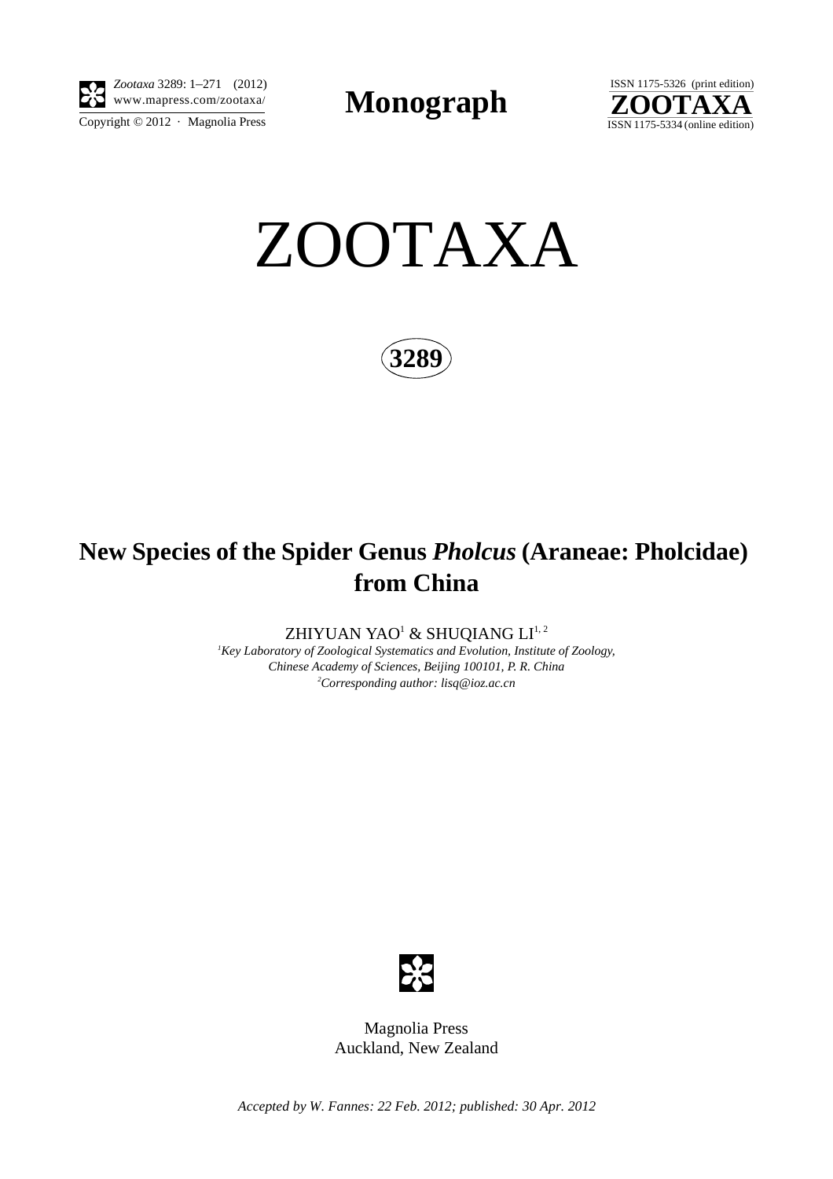*Zootaxa* 3289: 1–271 (2012)
www.mapress.com/zootaxa/
Copyright © 2012 · Magnolia Press

**Monograph**

ISSN 1175-5326 (print edition)
**ZOOTAXA**
ISSN 1175-5334 (online edition)

# ZOOTAXA

**3289**

## New Species of the Spider Genus *Pholcus* (Araneae: Pholcidae) from China

ZHIYUAN YAO[1] & SHUQIANG LI[1, 2]

[1]*Key Laboratory of Zoological Systematics and Evolution, Institute of Zoology, Chinese Academy of Sciences, Beijing 100101, P. R. China*
[2]*Corresponding author: lisq@ioz.ac.cn*

Magnolia Press
Auckland, New Zealand

*Accepted by W. Fannes: 22 Feb. 2012; published: 30 Apr. 2012*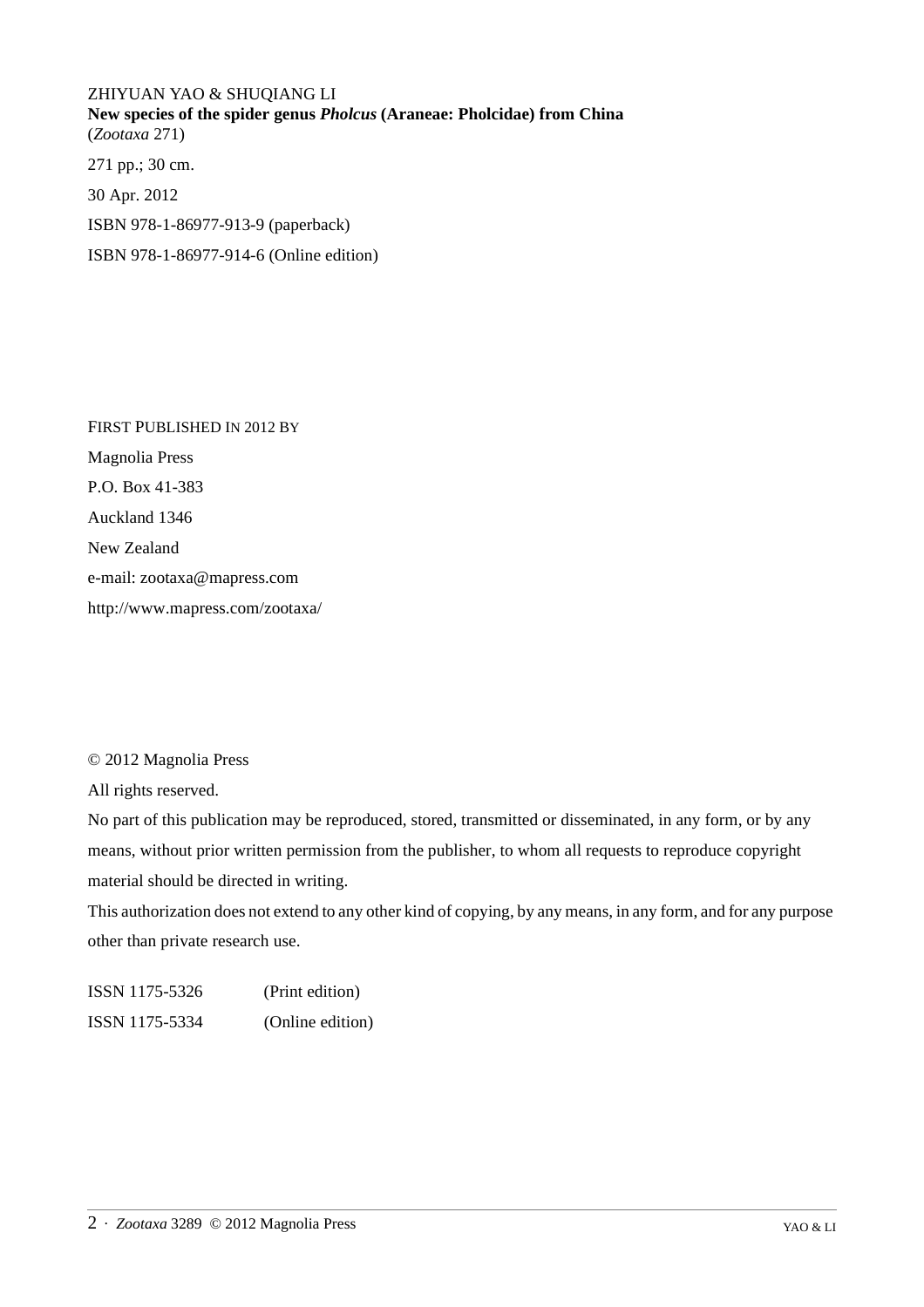ZHIYUAN YAO & SHUQIANG LI
**New species of the spider genus *Pholcus* (Araneae: Pholcidae) from China**
(*Zootaxa* 271)

271 pp.; 30 cm.

30 Apr. 2012

ISBN 978-1-86977-913-9 (paperback)

ISBN 978-1-86977-914-6 (Online edition)

FIRST PUBLISHED IN 2012 BY

Magnolia Press

P.O. Box 41-383

Auckland 1346

New Zealand

e-mail: zootaxa@mapress.com

http://www.mapress.com/zootaxa/

© 2012 Magnolia Press

All rights reserved.

No part of this publication may be reproduced, stored, transmitted or disseminated, in any form, or by any means, without prior written permission from the publisher, to whom all requests to reproduce copyright material should be directed in writing.

This authorization does not extend to any other kind of copying, by any means, in any form, and for any purpose other than private research use.

ISSN 1175-5326 (Print edition)

ISSN 1175-5334 (Online edition)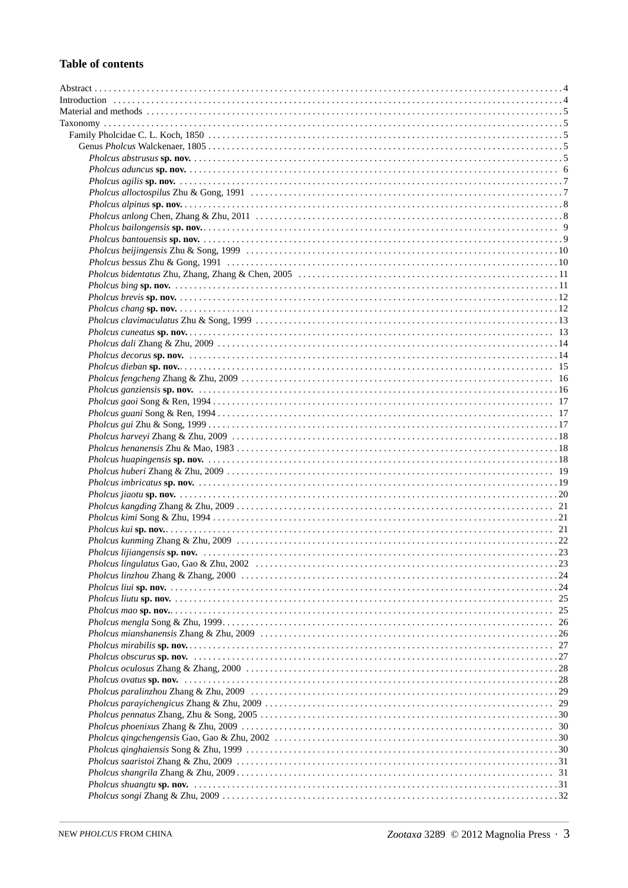## Table of contents

Abstract . . . 4
Introduction . . . 4
Material and methods . . . 5
Taxonomy . . . 5
- Family Pholcidae C. L. Koch, 1850 . . . 5
  - Genus *Pholcus* Walckenaer, 1805 . . . 5
    - *Pholcus abstrusus* **sp. nov.** . . . 5
    - *Pholcus aduncus* **sp. nov.** . . . 6
    - *Pholcus agilis* **sp. nov.** . . . 7
    - *Pholcus alloctospilus* Zhu & Gong, 1991 . . . 7
    - *Pholcus alpinus* **sp. nov.** . . . 8
    - *Pholcus anlong* Chen, Zhang & Zhu, 2011 . . . 8
    - *Pholcus bailongensis* **sp. nov.** . . . 9
    - *Pholcus bantouensis* **sp. nov.** . . . 9
    - *Pholcus beijingensis* Zhu & Song, 1999 . . . 10
    - *Pholcus bessus* Zhu & Gong, 1991 . . . 10
    - *Pholcus bidentatus* Zhu, Zhang, Zhang & Chen, 2005 . . . 11
    - *Pholcus bing* **sp. nov.** . . . 11
    - *Pholcus brevis* **sp. nov.** . . . 12
    - *Pholcus chang* **sp. nov.** . . . 12
    - *Pholcus clavimaculatus* Zhu & Song, 1999 . . . 13
    - *Pholcus cuneatus* **sp. nov.** . . . 13
    - *Pholcus dali* Zhang & Zhu, 2009 . . . 14
    - *Pholcus decorus* **sp. nov.** . . . 14
    - *Pholcus dieban* **sp. nov.** . . . 15
    - *Pholcus fengcheng* Zhang & Zhu, 2009 . . . 16
    - *Pholcus ganziensis* **sp. nov.** . . . 16
    - *Pholcus gaoi* Song & Ren, 1994 . . . 17
    - *Pholcus guani* Song & Ren, 1994 . . . 17
    - *Pholcus gui* Zhu & Song, 1999 . . . 17
    - *Pholcus harveyi* Zhang & Zhu, 2009 . . . 18
    - *Pholcus henanensis* Zhu & Mao, 1983 . . . 18
    - *Pholcus huapingensis* **sp. nov.** . . . 18
    - *Pholcus huberi* Zhang & Zhu, 2009 . . . 19
    - *Pholcus imbricatus* **sp. nov.** . . . 19
    - *Pholcus jiaotu* **sp. nov.** . . . 20
    - *Pholcus kangding* Zhang & Zhu, 2009 . . . 21
    - *Pholcus kimi* Song & Zhu, 1994 . . . 21
    - *Pholcus kui* **sp. nov.** . . . 21
    - *Pholcus kunming* Zhang & Zhu, 2009 . . . 22
    - *Pholcus lijiangensis* **sp. nov.** . . . 23
    - *Pholcus lingulatus* Gao, Gao & Zhu, 2002 . . . 23
    - *Pholcus linzhou* Zhang & Zhang, 2000 . . . 24
    - *Pholcus liui* **sp. nov.** . . . 24
    - *Pholcus liutu* **sp. nov.** . . . 25
    - *Pholcus mao* **sp. nov.** . . . 25
    - *Pholcus mengla* Song & Zhu, 1999 . . . 26
    - *Pholcus mianshanensis* Zhang & Zhu, 2009 . . . 26
    - *Pholcus mirabilis* **sp. nov.** . . . 27
    - *Pholcus obscurus* **sp. nov.** . . . 27
    - *Pholcus oculosus* Zhang & Zhang, 2000 . . . 28
    - *Pholcus ovatus* **sp. nov.** . . . 28
    - *Pholcus paralinzhou* Zhang & Zhu, 2009 . . . 29
    - *Pholcus parayichengicus* Zhang & Zhu, 2009 . . . 29
    - *Pholcus pennatus* Zhang, Zhu & Song, 2005 . . . 30
    - *Pholcus phoenixus* Zhang & Zhu, 2009 . . . 30
    - *Pholcus qingchengensis* Gao, Gao & Zhu, 2002 . . . 30
    - *Pholcus qinghaiensis* Song & Zhu, 1999 . . . 30
    - *Pholcus saaristoi* Zhang & Zhu, 2009 . . . 31
    - *Pholcus shangrila* Zhang & Zhu, 2009 . . . 31
    - *Pholcus shuangtu* **sp. nov.** . . . 31
    - *Pholcus songi* Zhang & Zhu, 2009 . . . 32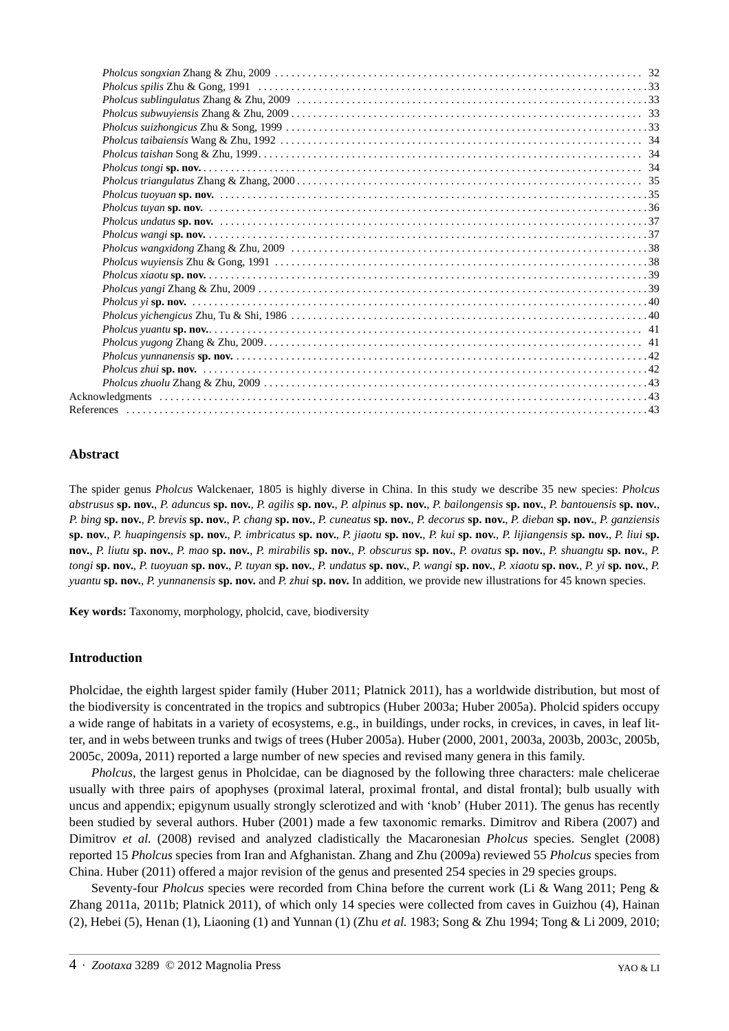*Pholcus songxian* Zhang & Zhu, 2009 . . . 32
*Pholcus spilis* Zhu & Gong, 1991 . . . 33
*Pholcus sublingulatus* Zhang & Zhu, 2009 . . . 33
*Pholcus subwuyiensis* Zhang & Zhu, 2009 . . . 33
*Pholcus suizhongicus* Zhu & Song, 1999 . . . 33
*Pholcus taibaiensis* Wang & Zhu, 1992 . . . 34
*Pholcus taishan* Song & Zhu, 1999 . . . 34
*Pholcus tongi* **sp. nov.** . . . 34
*Pholcus triangulatus* Zhang & Zhang, 2000 . . . 35
*Pholcus tuoyuan* **sp. nov.** . . . 35
*Pholcus tuyan* **sp. nov.** . . . 36
*Pholcus undatus* **sp. nov.** . . . 37
*Pholcus wangi* **sp. nov.** . . . 37
*Pholcus wangxidong* Zhang & Zhu, 2009 . . . 38
*Pholcus wuyiensis* Zhu & Gong, 1991 . . . 38
*Pholcus xiaotu* **sp. nov.** . . . 39
*Pholcus yangi* Zhang & Zhu, 2009 . . . 39
*Pholcus yi* **sp. nov.** . . . 40
*Pholcus yichengicus* Zhu, Tu & Shi, 1986 . . . 40
*Pholcus yuantu* **sp. nov.** . . . 41
*Pholcus yugong* Zhang & Zhu, 2009 . . . 41
*Pholcus yunnanensis* **sp. nov.** . . . 42
*Pholcus zhui* **sp. nov.** . . . 42
*Pholcus zhuolu* Zhang & Zhu, 2009 . . . 43
Acknowledgments . . . 43
References . . . 43

## Abstract

The spider genus *Pholcus* Walckenaer, 1805 is highly diverse in China. In this study we describe 35 new species: *Pholcus abstrusus* **sp. nov.**, *P. aduncus* **sp. nov.**, *P. agilis* **sp. nov.**, *P. alpinus* **sp. nov.**, *P. bailongensis* **sp. nov.**, *P. bantouensis* **sp. nov.**, *P. bing* **sp. nov.**, *P. brevis* **sp. nov.**, *P. chang* **sp. nov.**, *P. cuneatus* **sp. nov.**, *P. decorus* **sp. nov.**, *P. dieban* **sp. nov.**, *P. ganziensis* **sp. nov.**, *P. huapingensis* **sp. nov.**, *P. imbricatus* **sp. nov.**, *P. jiaotu* **sp. nov.**, *P. kui* **sp. nov.**, *P. lijiangensis* **sp. nov.**, *P. liui* **sp. nov.**, *P. liutu* **sp. nov.**, *P. mao* **sp. nov.**, *P. mirabilis* **sp. nov.**, *P. obscurus* **sp. nov.**, *P. ovatus* **sp. nov.**, *P. shuangtu* **sp. nov.**, *P. tongi* **sp. nov.**, *P. tuoyuan* **sp. nov.**, *P. tuyan* **sp. nov.**, *P. undatus* **sp. nov.**, *P. wangi* **sp. nov.**, *P. xiaotu* **sp. nov.**, *P. yi* **sp. nov.**, *P. yuantu* **sp. nov.**, *P. yunnanensis* **sp. nov.** and *P. zhui* **sp. nov.** In addition, we provide new illustrations for 45 known species.

**Key words:** Taxonomy, morphology, pholcid, cave, biodiversity

## Introduction

Pholcidae, the eighth largest spider family (Huber 2011; Platnick 2011), has a worldwide distribution, but most of the biodiversity is concentrated in the tropics and subtropics (Huber 2003a; Huber 2005a). Pholcid spiders occupy a wide range of habitats in a variety of ecosystems, e.g., in buildings, under rocks, in crevices, in caves, in leaf litter, and in webs between trunks and twigs of trees (Huber 2005a). Huber (2000, 2001, 2003a, 2003b, 2003c, 2005b, 2005c, 2009a, 2011) reported a large number of new species and revised many genera in this family.

*Pholcus*, the largest genus in Pholcidae, can be diagnosed by the following three characters: male chelicerae usually with three pairs of apophyses (proximal lateral, proximal frontal, and distal frontal); bulb usually with uncus and appendix; epigynum usually strongly sclerotized and with 'knob' (Huber 2011). The genus has recently been studied by several authors. Huber (2001) made a few taxonomic remarks. Dimitrov and Ribera (2007) and Dimitrov *et al.* (2008) revised and analyzed cladistically the Macaronesian *Pholcus* species. Senglet (2008) reported 15 *Pholcus* species from Iran and Afghanistan. Zhang and Zhu (2009a) reviewed 55 *Pholcus* species from China. Huber (2011) offered a major revision of the genus and presented 254 species in 29 species groups.

Seventy-four *Pholcus* species were recorded from China before the current work (Li & Wang 2011; Peng & Zhang 2011a, 2011b; Platnick 2011), of which only 14 species were collected from caves in Guizhou (4), Hainan (2), Hebei (5), Henan (1), Liaoning (1) and Yunnan (1) (Zhu *et al.* 1983; Song & Zhu 1994; Tong & Li 2009, 2010;